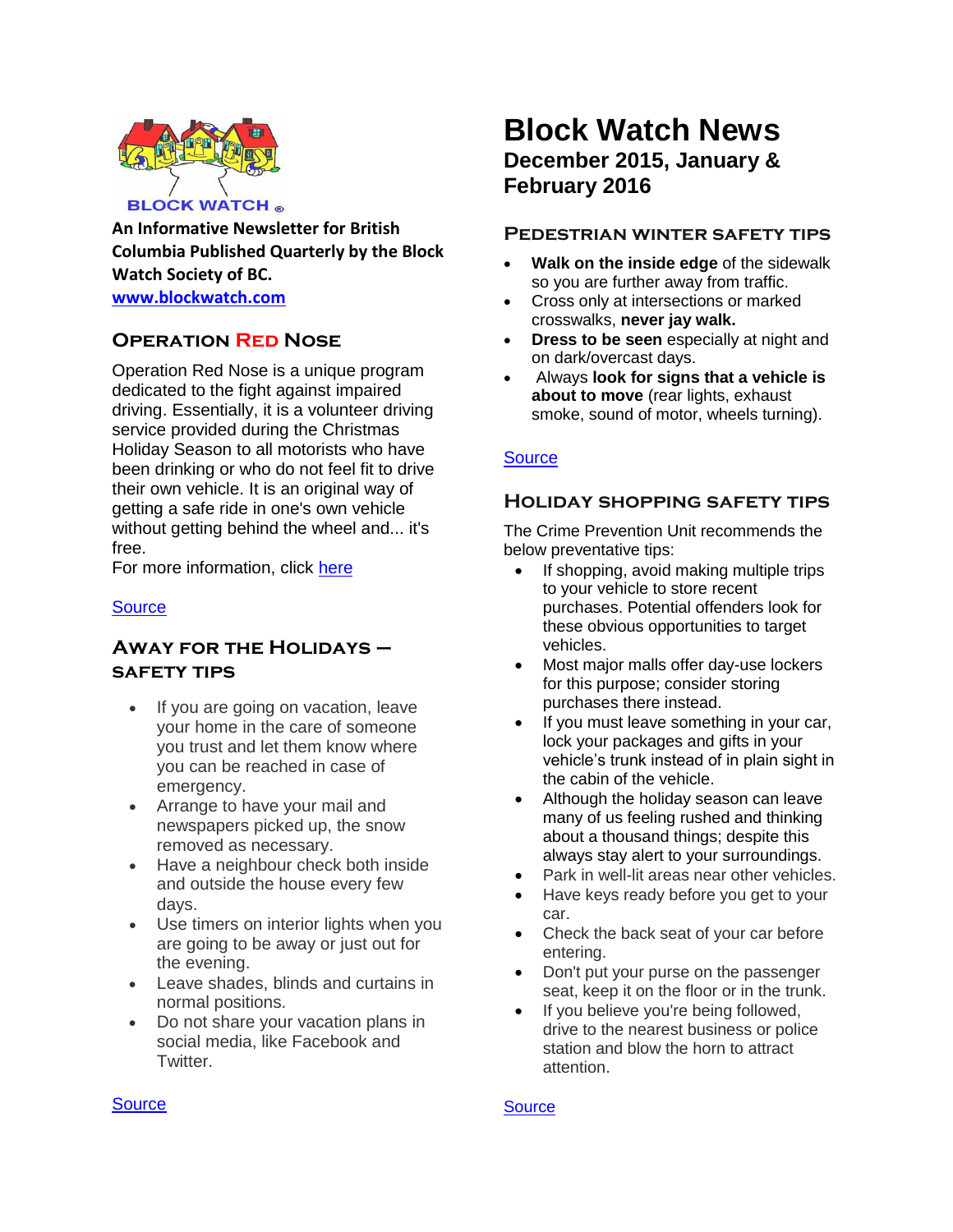BLOCK WATCH ®

**An Informative Newsletter for British Columbia Published Quarterly by the Block Watch Society of BC.**

**www.blockwatch.com**

# Block Watch News

## December 2015, January & February 2016

## Operation Red Nose

Operation Red Nose is a unique program dedicated to the fight against impaired driving. Essentially, it is a volunteer driving service provided during the Christmas Holiday Season to all motorists who have been drinking or who do not feel fit to drive their own vehicle. It is an original way of getting a safe ride in one's own vehicle without getting behind the wheel and... it's free.
For more information, click here

Source

## Away for the Holidays – Safety Tips

- If you are going on vacation, leave your home in the care of someone you trust and let them know where you can be reached in case of emergency.
- Arrange to have your mail and newspapers picked up, the snow removed as necessary.
- Have a neighbour check both inside and outside the house every few days.
- Use timers on interior lights when you are going to be away or just out for the evening.
- Leave shades, blinds and curtains in normal positions.
- Do not share your vacation plans in social media, like Facebook and Twitter.

Source

## Pedestrian Winter Safety Tips

- **Walk on the inside edge** of the sidewalk so you are further away from traffic.
- Cross only at intersections or marked crosswalks, **never jay walk.**
- **Dress to be seen** especially at night and on dark/overcast days.
- Always **look for signs that a vehicle is about to move** (rear lights, exhaust smoke, sound of motor, wheels turning).

Source

## Holiday Shopping Safety Tips

The Crime Prevention Unit recommends the below preventative tips:

- If shopping, avoid making multiple trips to your vehicle to store recent purchases. Potential offenders look for these obvious opportunities to target vehicles.
- Most major malls offer day-use lockers for this purpose; consider storing purchases there instead.
- If you must leave something in your car, lock your packages and gifts in your vehicle's trunk instead of in plain sight in the cabin of the vehicle.
- Although the holiday season can leave many of us feeling rushed and thinking about a thousand things; despite this always stay alert to your surroundings.
- Park in well-lit areas near other vehicles.
- Have keys ready before you get to your car.
- Check the back seat of your car before entering.
- Don't put your purse on the passenger seat, keep it on the floor or in the trunk.
- If you believe you're being followed, drive to the nearest business or police station and blow the horn to attract attention.

Source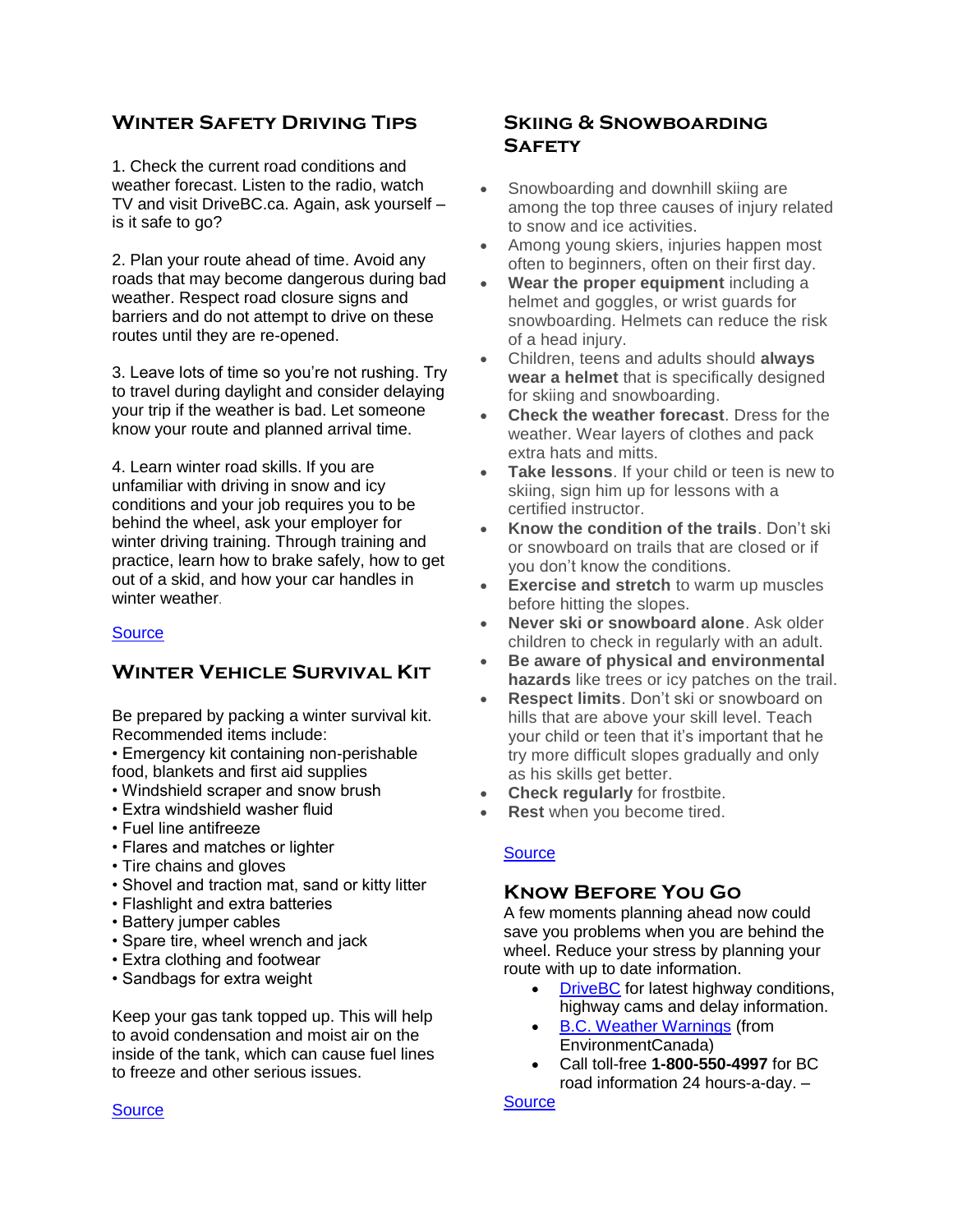## Winter Safety Driving Tips

1. Check the current road conditions and weather forecast. Listen to the radio, watch TV and visit DriveBC.ca. Again, ask yourself – is it safe to go?

2. Plan your route ahead of time. Avoid any roads that may become dangerous during bad weather. Respect road closure signs and barriers and do not attempt to drive on these routes until they are re-opened.

3. Leave lots of time so you're not rushing. Try to travel during daylight and consider delaying your trip if the weather is bad. Let someone know your route and planned arrival time.

4. Learn winter road skills. If you are unfamiliar with driving in snow and icy conditions and your job requires you to be behind the wheel, ask your employer for winter driving training. Through training and practice, learn how to brake safely, how to get out of a skid, and how your car handles in winter weather.

Source

## Winter Vehicle Survival Kit

Be prepared by packing a winter survival kit. Recommended items include:

- Emergency kit containing non-perishable food, blankets and first aid supplies
- Windshield scraper and snow brush
- Extra windshield washer fluid
- Fuel line antifreeze
- Flares and matches or lighter
- Tire chains and gloves
- Shovel and traction mat, sand or kitty litter
- Flashlight and extra batteries
- Battery jumper cables
- Spare tire, wheel wrench and jack
- Extra clothing and footwear
- Sandbags for extra weight

Keep your gas tank topped up. This will help to avoid condensation and moist air on the inside of the tank, which can cause fuel lines to freeze and other serious issues.

Source

## Skiing & Snowboarding Safety

- Snowboarding and downhill skiing are among the top three causes of injury related to snow and ice activities.
- Among young skiers, injuries happen most often to beginners, often on their first day.
- **Wear the proper equipment** including a helmet and goggles, or wrist guards for snowboarding. Helmets can reduce the risk of a head injury.
- Children, teens and adults should **always wear a helmet** that is specifically designed for skiing and snowboarding.
- **Check the weather forecast**. Dress for the weather. Wear layers of clothes and pack extra hats and mitts.
- **Take lessons**. If your child or teen is new to skiing, sign him up for lessons with a certified instructor.
- **Know the condition of the trails**. Don't ski or snowboard on trails that are closed or if you don't know the conditions.
- **Exercise and stretch** to warm up muscles before hitting the slopes.
- **Never ski or snowboard alone**. Ask older children to check in regularly with an adult.
- **Be aware of physical and environmental hazards** like trees or icy patches on the trail.
- **Respect limits**. Don't ski or snowboard on hills that are above your skill level. Teach your child or teen that it's important that he try more difficult slopes gradually and only as his skills get better.
- **Check regularly** for frostbite.
- **Rest** when you become tired.

Source

## Know Before You Go

A few moments planning ahead now could save you problems when you are behind the wheel. Reduce your stress by planning your route with up to date information.

- DriveBC for latest highway conditions, highway cams and delay information.
- B.C. Weather Warnings (from EnvironmentCanada)
- Call toll-free **1-800-550-4997** for BC road information 24 hours-a-day. –

Source